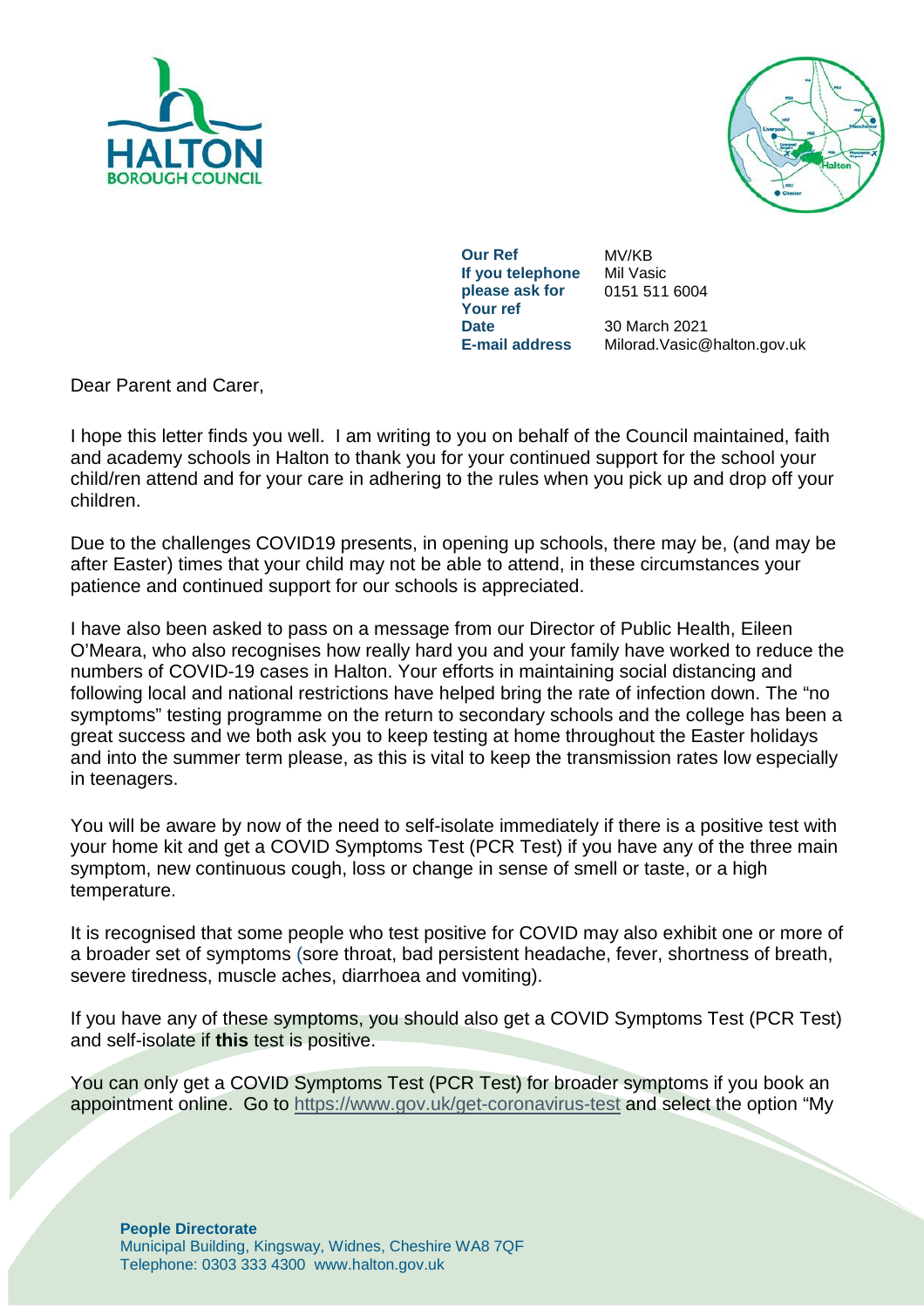HALTON BOROUGH COUNCIL

| | |
|---|---|
| **Our Ref** | MV/KB |
| **If you telephone please ask for** | Mil Vasic 0151 511 6004 |
| **Your ref** | |
| **Date** | 30 March 2021 |
| **E-mail address** | Milorad.Vasic@halton.gov.uk |

Dear Parent and Carer,

I hope this letter finds you well. I am writing to you on behalf of the Council maintained, faith and academy schools in Halton to thank you for your continued support for the school your child/ren attend and for your care in adhering to the rules when you pick up and drop off your children.

Due to the challenges COVID19 presents, in opening up schools, there may be, (and may be after Easter) times that your child may not be able to attend, in these circumstances your patience and continued support for our schools is appreciated.

I have also been asked to pass on a message from our Director of Public Health, Eileen O'Meara, who also recognises how really hard you and your family have worked to reduce the numbers of COVID-19 cases in Halton. Your efforts in maintaining social distancing and following local and national restrictions have helped bring the rate of infection down. The "no symptoms" testing programme on the return to secondary schools and the college has been a great success and we both ask you to keep testing at home throughout the Easter holidays and into the summer term please, as this is vital to keep the transmission rates low especially in teenagers.

You will be aware by now of the need to self-isolate immediately if there is a positive test with your home kit and get a COVID Symptoms Test (PCR Test) if you have any of the three main symptom, new continuous cough, loss or change in sense of smell or taste, or a high temperature.

It is recognised that some people who test positive for COVID may also exhibit one or more of a broader set of symptoms (sore throat, bad persistent headache, fever, shortness of breath, severe tiredness, muscle aches, diarrhoea and vomiting).

If you have any of these symptoms, you should also get a COVID Symptoms Test (PCR Test) and self-isolate if **this** test is positive.

You can only get a COVID Symptoms Test (PCR Test) for broader symptoms if you book an appointment online. Go to https://www.gov.uk/get-coronavirus-test and select the option "My

**People Directorate**
Municipal Building, Kingsway, Widnes, Cheshire WA8 7QF
Telephone: 0303 333 4300 www.halton.gov.uk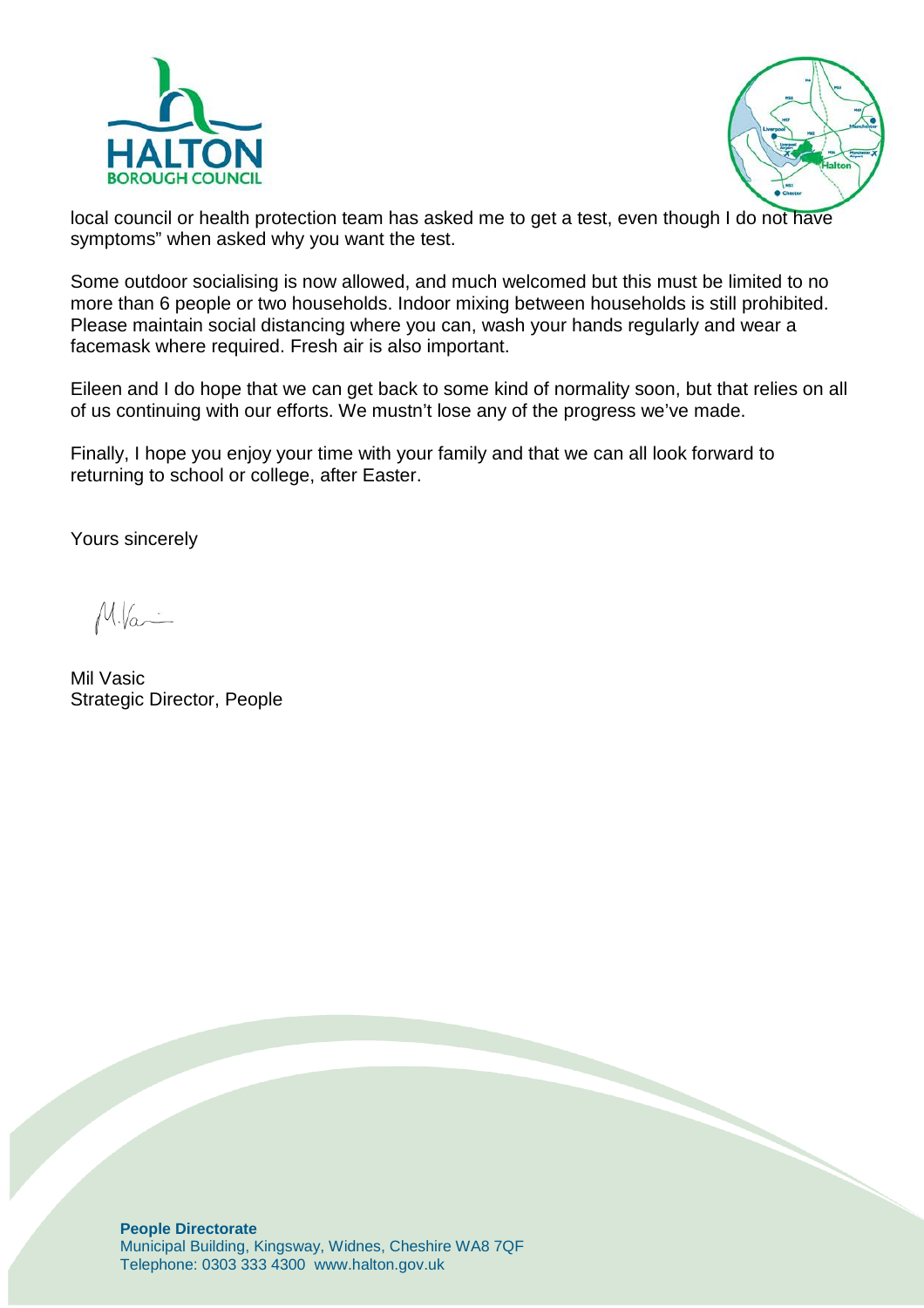local council or health protection team has asked me to get a test, even though I do not have symptoms" when asked why you want the test.

Some outdoor socialising is now allowed, and much welcomed but this must be limited to no more than 6 people or two households. Indoor mixing between households is still prohibited. Please maintain social distancing where you can, wash your hands regularly and wear a facemask where required. Fresh air is also important.

Eileen and I do hope that we can get back to some kind of normality soon, but that relies on all of us continuing with our efforts. We mustn't lose any of the progress we've made.

Finally, I hope you enjoy your time with your family and that we can all look forward to returning to school or college, after Easter.

Yours sincerely

Mil Vasic
Strategic Director, People

**People Directorate**
Municipal Building, Kingsway, Widnes, Cheshire WA8 7QF
Telephone: 0303 333 4300 www.halton.gov.uk